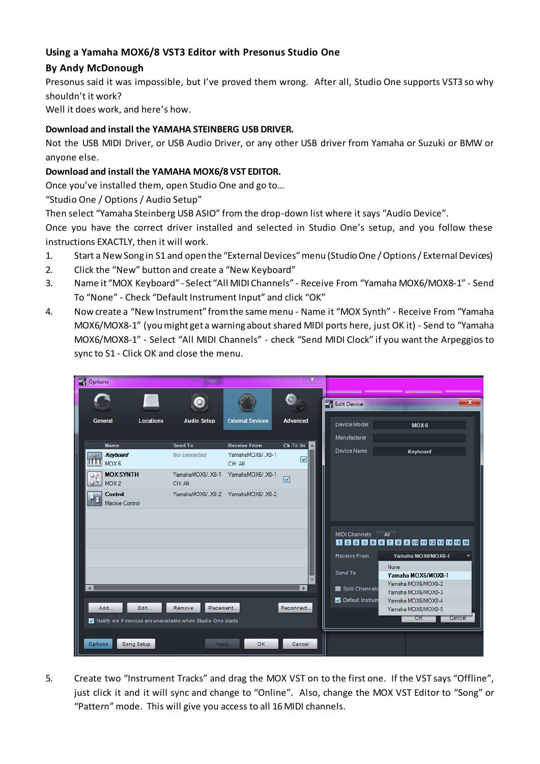# Using a Yamaha MOX6/8 VST3 Editor with Presonus Studio One

**By Andy McDonough**

Presonus said it was impossible, but I've proved them wrong. After all, Studio One supports VST3 so why shouldn't it work?

Well it does work, and here's how.

**Download and install the YAMAHA STEINBERG USB DRIVER.**

Not the USB MIDI Driver, or USB Audio Driver, or any other USB driver from Yamaha or Suzuki or BMW or anyone else.

**Download and install the YAMAHA MOX6/8 VST EDITOR.**

Once you've installed them, open Studio One and go to…

"Studio One / Options / Audio Setup"

Then select "Yamaha Steinberg USB ASIO" from the drop-down list where it says "Audio Device".

Once you have the correct driver installed and selected in Studio One's setup, and you follow these instructions EXACTLY, then it will work.

1. Start a New Song in S1 and open the "External Devices" menu (Studio One / Options / External Devices)
2. Click the "New" button and create a "New Keyboard"
3. Name it "MOX Keyboard" - Select "All MIDI Channels" - Receive From "Yamaha MOX6/MOX8-1" - Send To "None" - Check "Default Instrument Input" and click "OK"
4. Now create a "New Instrument" from the same menu - Name it "MOX Synth" - Receive From "Yamaha MOX6/MOX8-1" (you might get a warning about shared MIDI ports here, just OK it) - Send to "Yamaha MOX6/MOX8-1" - Select "All MIDI Channels" - check "Send MIDI Clock" if you want the Arpeggios to sync to S1 - Click OK and close the menu.

5. Create two "Instrument Tracks" and drag the MOX VST on to the first one. If the VST says "Offline", just click it and it will sync and change to "Online". Also, change the MOX VST Editor to "Song" or "Pattern" mode. This will give you access to all 16 MIDI channels.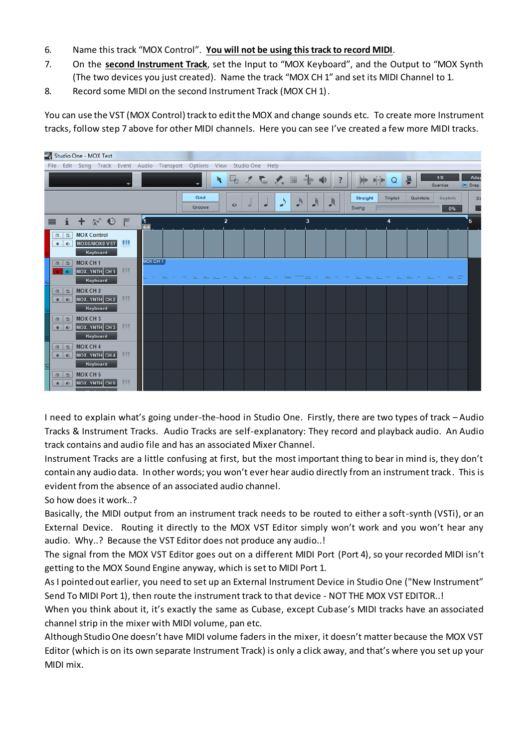6. Name this track "MOX Control". **You will not be using this track to record MIDI**.
7. On the **second Instrument Track**, set the Input to "MOX Keyboard", and the Output to "MOX Synth (The two devices you just created). Name the track "MOX CH 1" and set its MIDI Channel to 1.
8. Record some MIDI on the second Instrument Track (MOX CH 1).

You can use the VST (MOX Control) track to edit the MOX and change sounds etc. To create more Instrument tracks, follow step 7 above for other MIDI channels. Here you can see I've created a few more MIDI tracks.

I need to explain what's going under-the-hood in Studio One. Firstly, there are two types of track – Audio Tracks & Instrument Tracks. Audio Tracks are self-explanatory: They record and playback audio. An Audio track contains and audio file and has an associated Mixer Channel.

Instrument Tracks are a little confusing at first, but the most important thing to bear in mind is, they don't contain any audio data. In other words; you won't ever hear audio directly from an instrument track. This is evident from the absence of an associated audio channel.

So how does it work..?

Basically, the MIDI output from an instrument track needs to be routed to either a soft-synth (VSTi), or an External Device. Routing it directly to the MOX VST Editor simply won't work and you won't hear any audio. Why..? Because the VST Editor does not produce any audio..!

The signal from the MOX VST Editor goes out on a different MIDI Port (Port 4), so your recorded MIDI isn't getting to the MOX Sound Engine anyway, which is set to MIDI Port 1.

As I pointed out earlier, you need to set up an External Instrument Device in Studio One ("New Instrument" Send To MIDI Port 1), then route the instrument track to that device - NOT THE MOX VST EDITOR..!

When you think about it, it's exactly the same as Cubase, except Cubase's MIDI tracks have an associated channel strip in the mixer with MIDI volume, pan etc.

Although Studio One doesn't have MIDI volume faders in the mixer, it doesn't matter because the MOX VST Editor (which is on its own separate Instrument Track) is only a click away, and that's where you set up your MIDI mix.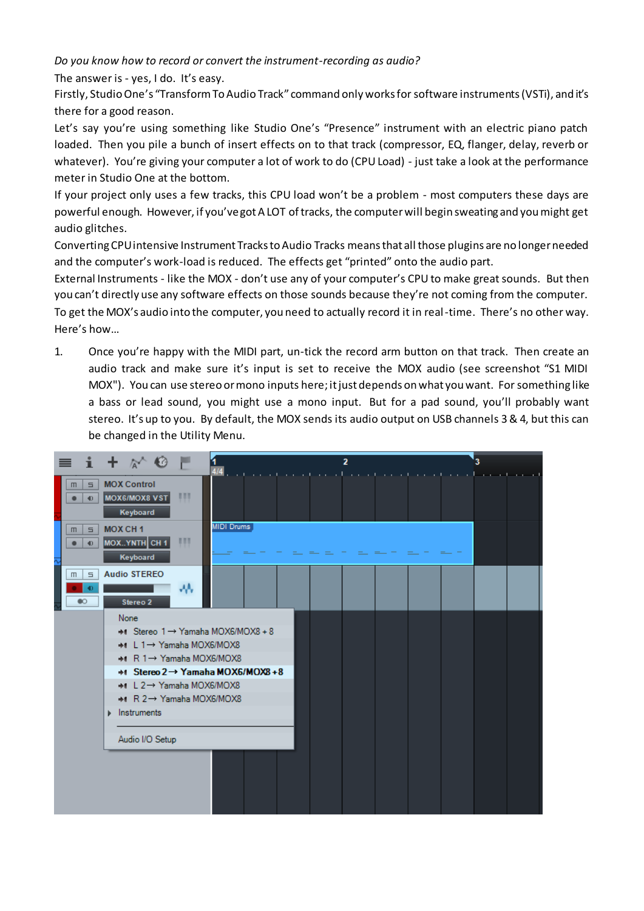*Do you know how to record or convert the instrument-recording as audio?*

The answer is - yes, I do. It's easy.

Firstly, Studio One's "Transform To Audio Track" command only works for software instruments (VSTi), and it's there for a good reason.

Let's say you're using something like Studio One's "Presence" instrument with an electric piano patch loaded. Then you pile a bunch of insert effects on to that track (compressor, EQ, flanger, delay, reverb or whatever). You're giving your computer a lot of work to do (CPU Load) - just take a look at the performance meter in Studio One at the bottom.

If your project only uses a few tracks, this CPU load won't be a problem - most computers these days are powerful enough. However, if you've got A LOT of tracks, the computer will begin sweating and you might get audio glitches.

Converting CPU intensive Instrument Tracks to Audio Tracks means that all those plugins are no longer needed and the computer's work-load is reduced. The effects get "printed" onto the audio part.

External Instruments - like the MOX - don't use any of your computer's CPU to make great sounds. But then you can't directly use any software effects on those sounds because they're not coming from the computer.

To get the MOX's audio into the computer, you need to actually record it in real-time. There's no other way.

Here's how…

1. Once you're happy with the MIDI part, un-tick the record arm button on that track. Then create an audio track and make sure it's input is set to receive the MOX audio (see screenshot "S1 MIDI MOX"). You can use stereo or mono inputs here; it just depends on what you want. For something like a bass or lead sound, you might use a mono input. But for a pad sound, you'll probably want stereo. It's up to you. By default, the MOX sends its audio output on USB channels 3 & 4, but this can be changed in the Utility Menu.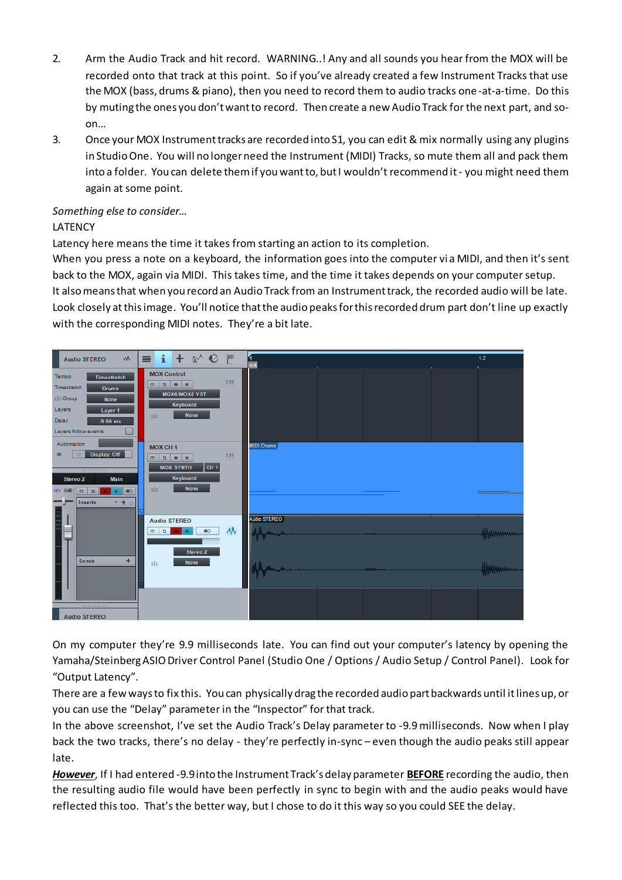2. Arm the Audio Track and hit record. WARNING..! Any and all sounds you hear from the MOX will be recorded onto that track at this point. So if you've already created a few Instrument Tracks that use the MOX (bass, drums & piano), then you need to record them to audio tracks one-at-a-time. Do this by muting the ones you don't want to record. Then create a new Audio Track for the next part, and so-on…

3. Once your MOX Instrument tracks are recorded into S1, you can edit & mix normally using any plugins in Studio One. You will no longer need the Instrument (MIDI) Tracks, so mute them all and pack them into a folder. You can delete them if you want to, but I wouldn't recommend it - you might need them again at some point.

*Something else to consider…*

LATENCY

Latency here means the time it takes from starting an action to its completion.

When you press a note on a keyboard, the information goes into the computer via MIDI, and then it's sent back to the MOX, again via MIDI. This takes time, and the time it takes depends on your computer setup.

It also means that when you record an Audio Track from an Instrument track, the recorded audio will be late. Look closely at this image. You'll notice that the audio peaks for this recorded drum part don't line up exactly with the corresponding MIDI notes. They're a bit late.

On my computer they're 9.9 milliseconds late. You can find out your computer's latency by opening the Yamaha/Steinberg ASIO Driver Control Panel (Studio One / Options / Audio Setup / Control Panel). Look for "Output Latency".

There are a few ways to fix this. You can physically drag the recorded audio part backwards until it lines up, or you can use the "Delay" parameter in the "Inspector" for that track.

In the above screenshot, I've set the Audio Track's Delay parameter to -9.9 milliseconds. Now when I play back the two tracks, there's no delay - they're perfectly in-sync – even though the audio peaks still appear late.

***However***, If I had entered -9.9 into the Instrument Track's delay parameter **BEFORE** recording the audio, then the resulting audio file would have been perfectly in sync to begin with and the audio peaks would have reflected this too. That's the better way, but I chose to do it this way so you could SEE the delay.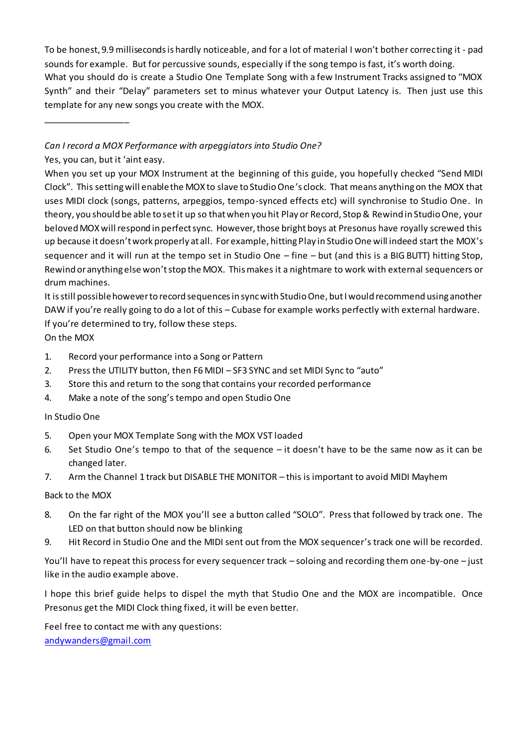To be honest, 9.9 milliseconds is hardly noticeable, and for a lot of material I won't bother correcting it - pad sounds for example. But for percussive sounds, especially if the song tempo is fast, it's worth doing.
What you should do is create a Studio One Template Song with a few Instrument Tracks assigned to "MOX Synth" and their "Delay" parameters set to minus whatever your Output Latency is. Then just use this template for any new songs you create with the MOX.

_________________

*Can I record a MOX Performance with arpeggiators into Studio One?*

Yes, you can, but it 'aint easy.

When you set up your MOX Instrument at the beginning of this guide, you hopefully checked "Send MIDI Clock". This setting will enable the MOX to slave to Studio One's clock. That means anything on the MOX that uses MIDI clock (songs, patterns, arpeggios, tempo-synced effects etc) will synchronise to Studio One. In theory, you should be able to set it up so that when you hit Play or Record, Stop & Rewind in Studio One, your beloved MOX will respond in perfect sync. However, those bright boys at Presonus have royally screwed this up because it doesn't work properly at all. For example, hitting Play in Studio One will indeed start the MOX's sequencer and it will run at the tempo set in Studio One – fine – but (and this is a BIG BUTT) hitting Stop, Rewind or anything else won't stop the MOX. This makes it a nightmare to work with external sequencers or drum machines.

It is still possible however to record sequences in sync with Studio One, but I would recommend using another DAW if you're really going to do a lot of this – Cubase for example works perfectly with external hardware.

If you're determined to try, follow these steps.

On the MOX

1. Record your performance into a Song or Pattern
2. Press the UTILITY button, then F6 MIDI – SF3 SYNC and set MIDI Sync to "auto"
3. Store this and return to the song that contains your recorded performance
4. Make a note of the song's tempo and open Studio One

In Studio One

5. Open your MOX Template Song with the MOX VST loaded
6. Set Studio One's tempo to that of the sequence – it doesn't have to be the same now as it can be changed later.
7. Arm the Channel 1 track but DISABLE THE MONITOR – this is important to avoid MIDI Mayhem

Back to the MOX

8. On the far right of the MOX you'll see a button called "SOLO". Press that followed by track one. The LED on that button should now be blinking
9. Hit Record in Studio One and the MIDI sent out from the MOX sequencer's track one will be recorded.

You'll have to repeat this process for every sequencer track – soloing and recording them one-by-one – just like in the audio example above.

I hope this brief guide helps to dispel the myth that Studio One and the MOX are incompatible. Once Presonus get the MIDI Clock thing fixed, it will be even better.

Feel free to contact me with any questions:
andywanders@gmail.com